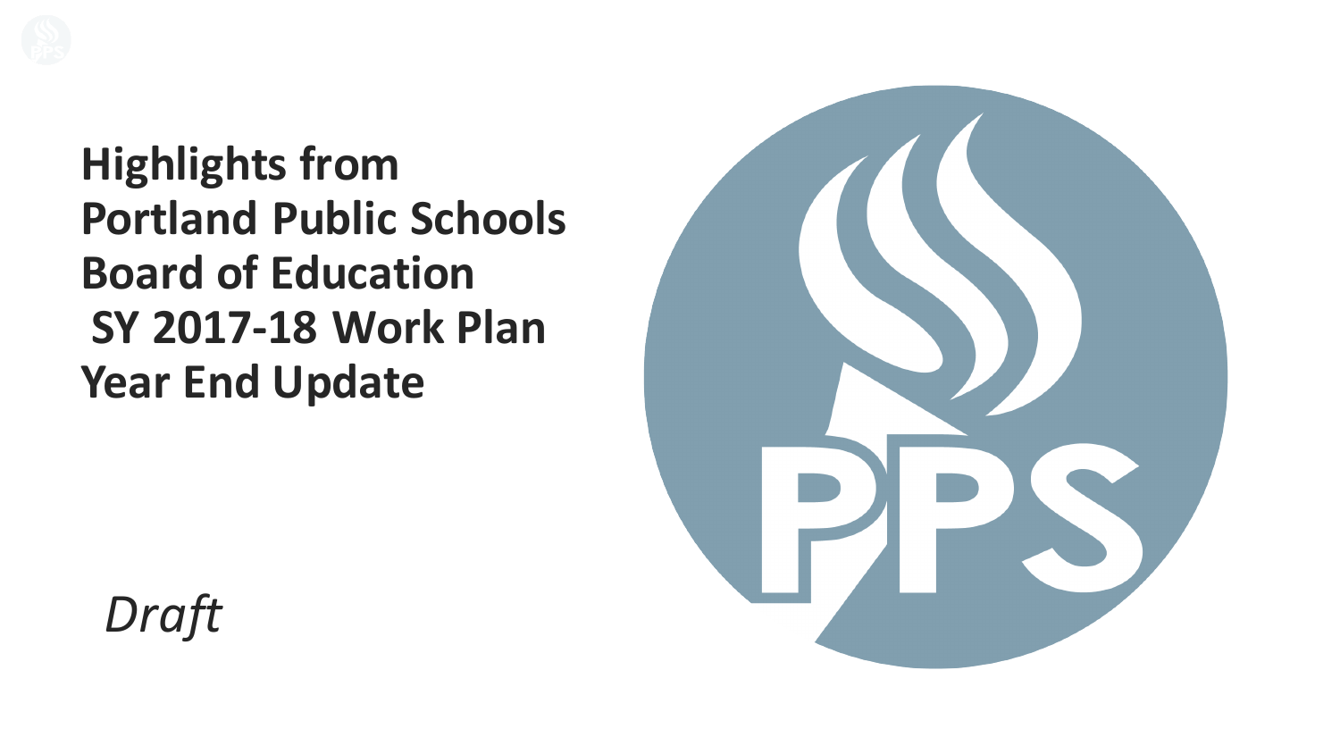# Highlights from Portland Public Schools Board of Education SY 2017-18 Work Plan Year End Update

*Draft*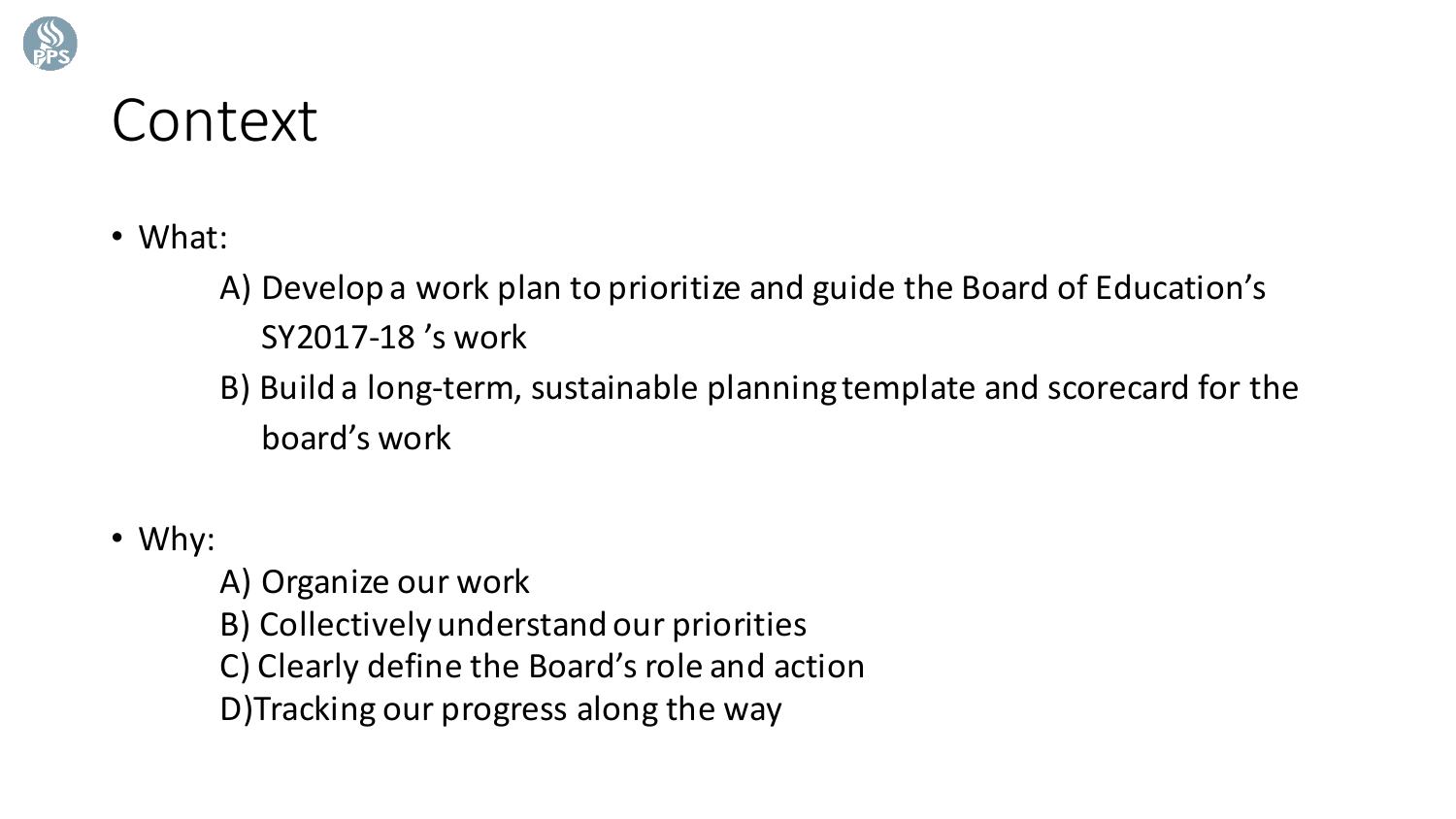# Context

- What:
  - A) Develop a work plan to prioritize and guide the Board of Education's SY2017-18 's work
  - B) Build a long-term, sustainable planning template and scorecard for the board's work
- Why:
  - A) Organize our work
  - B) Collectively understand our priorities
  - C) Clearly define the Board's role and action
  - D)Tracking our progress along the way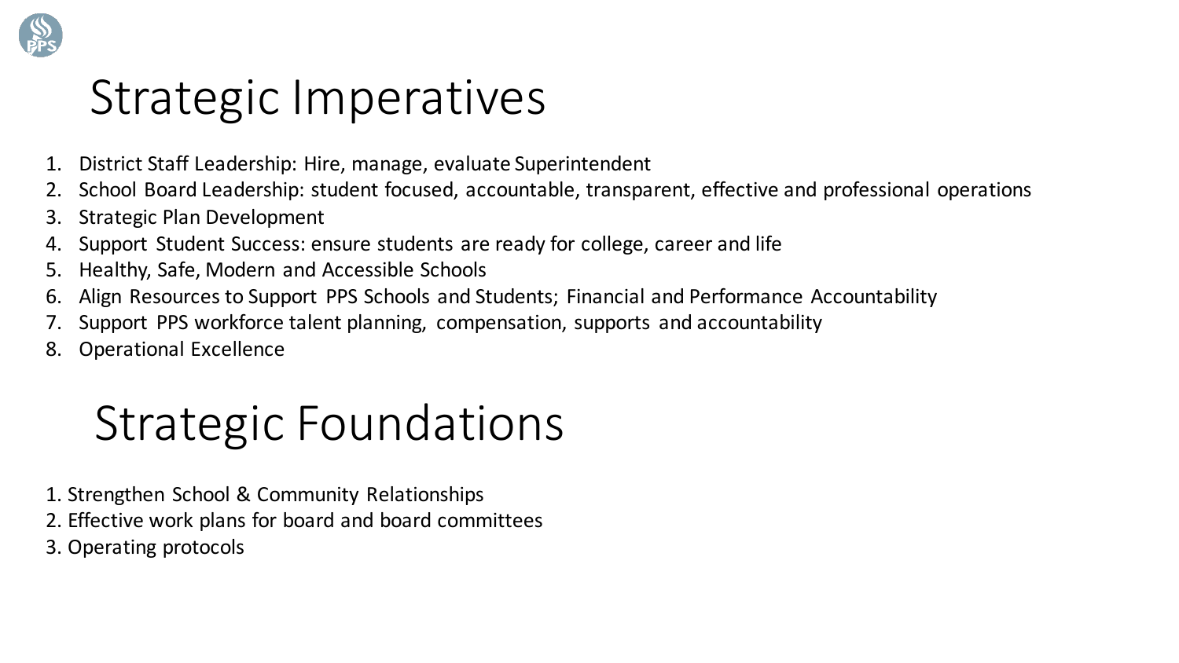# Strategic Imperatives

1. District Staff Leadership: Hire, manage, evaluate Superintendent
2. School Board Leadership: student focused, accountable, transparent, effective and professional operations
3. Strategic Plan Development
4. Support Student Success: ensure students are ready for college, career and life
5. Healthy, Safe, Modern and Accessible Schools
6. Align Resources to Support PPS Schools and Students; Financial and Performance Accountability
7. Support PPS workforce talent planning, compensation, supports and accountability
8. Operational Excellence

# Strategic Foundations

1. Strengthen School & Community Relationships
2. Effective work plans for board and board committees
3. Operating protocols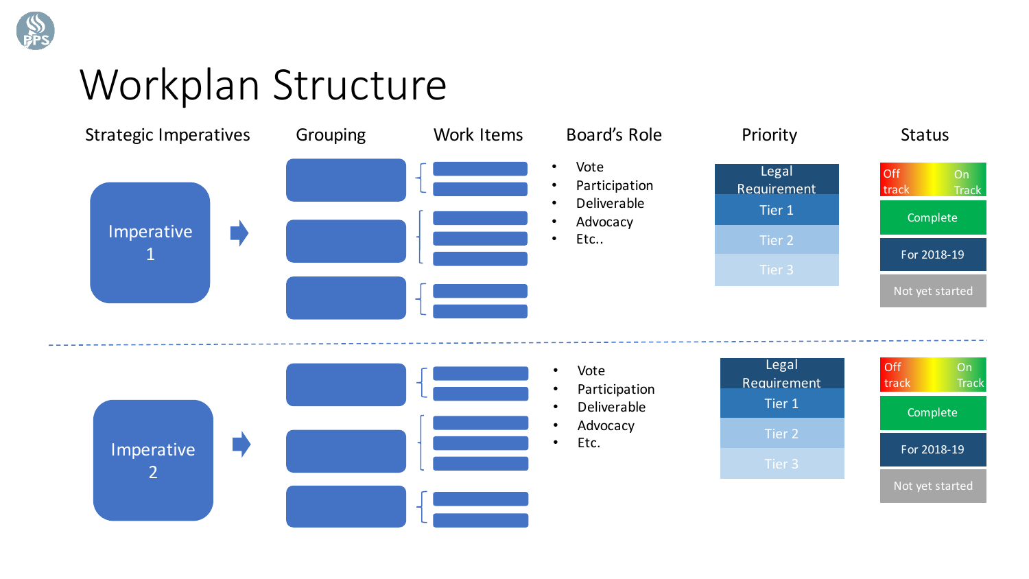# Workplan Structure

Strategic Imperatives

Grouping

Work Items

Board's Role

Priority

Status

Imperative 1

- Vote
- Participation
- Deliverable
- Advocacy
- Etc..

Legal Requirement

Tier 1

Tier 2

Tier 3

Off track

On Track

Complete

For 2018-19

Not yet started

Imperative 2

- Vote
- Participation
- Deliverable
- Advocacy
- Etc.

Legal Requirement

Tier 1

Tier 2

Tier 3

Off track

On Track

Complete

For 2018-19

Not yet started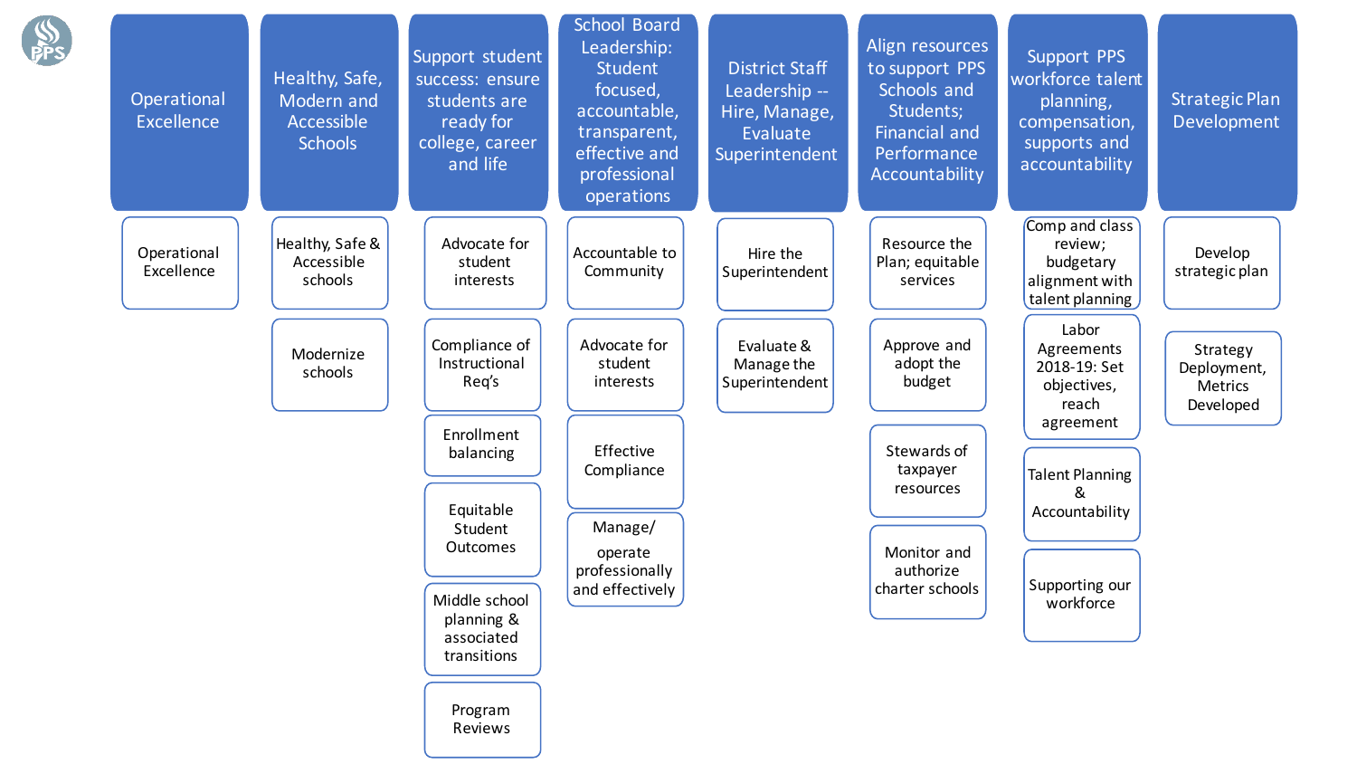## Operational Excellence

- Operational Excellence

## Healthy, Safe, Modern and Accessible Schools

- Healthy, Safe & Accessible schools
- Modernize schools

## Support student success: ensure students are ready for college, career and life

- Advocate for student interests
- Compliance of Instructional Req's
- Enrollment balancing
- Equitable Student Outcomes
- Middle school planning & associated transitions
- Program Reviews

## School Board Leadership: Student focused, accountable, transparent, effective and professional operations

- Accountable to Community
- Advocate for student interests
- Effective Compliance
- Manage/ operate professionally and effectively

## District Staff Leadership -- Hire, Manage, Evaluate Superintendent

- Hire the Superintendent
- Evaluate & Manage the Superintendent

## Align resources to support PPS Schools and Students; Financial and Performance Accountability

- Resource the Plan; equitable services
- Approve and adopt the budget
- Stewards of taxpayer resources
- Monitor and authorize charter schools

## Support PPS workforce talent planning, compensation, supports and accountability

- Comp and class review; budgetary alignment with talent planning
- Labor Agreements 2018-19: Set objectives, reach agreement
- Talent Planning & Accountability
- Supporting our workforce

## Strategic Plan Development

- Develop strategic plan
- Strategy Deployment, Metrics Developed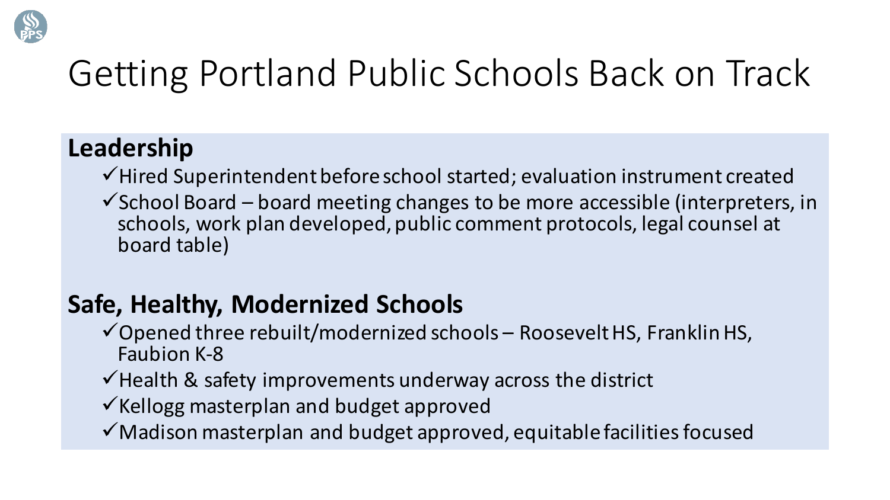# Getting Portland Public Schools Back on Track

## Leadership

- ✓ Hired Superintendent before school started; evaluation instrument created
- ✓ School Board – board meeting changes to be more accessible (interpreters, in schools, work plan developed, public comment protocols, legal counsel at board table)

## Safe, Healthy, Modernized Schools

- ✓ Opened three rebuilt/modernized schools – Roosevelt HS, Franklin HS, Faubion K-8
- ✓ Health & safety improvements underway across the district
- ✓ Kellogg masterplan and budget approved
- ✓ Madison masterplan and budget approved, equitable facilities focused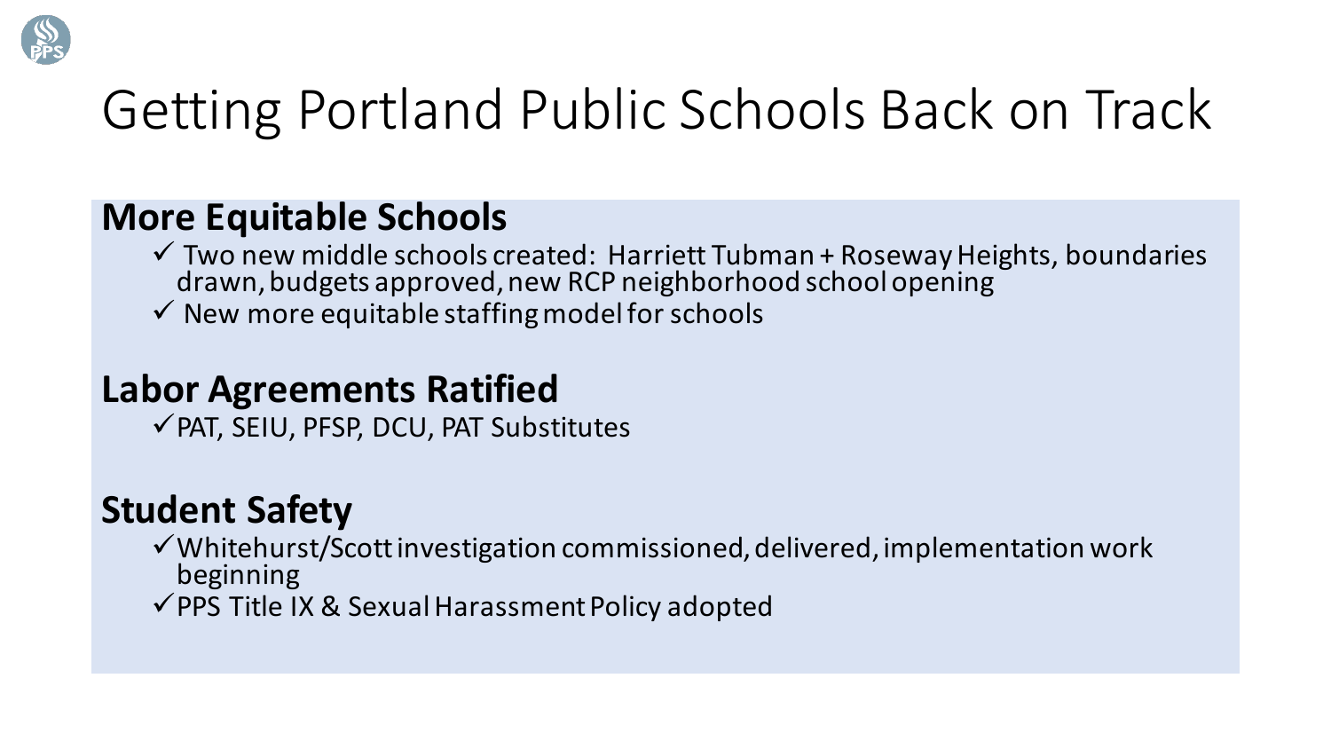# Getting Portland Public Schools Back on Track

## More Equitable Schools

- ✓ Two new middle schools created: Harriett Tubman + Roseway Heights, boundaries drawn, budgets approved, new RCP neighborhood school opening
- ✓ New more equitable staffing model for schools

## Labor Agreements Ratified

- ✓ PAT, SEIU, PFSP, DCU, PAT Substitutes

## Student Safety

- ✓ Whitehurst/Scott investigation commissioned, delivered, implementation work beginning
- ✓ PPS Title IX & Sexual Harassment Policy adopted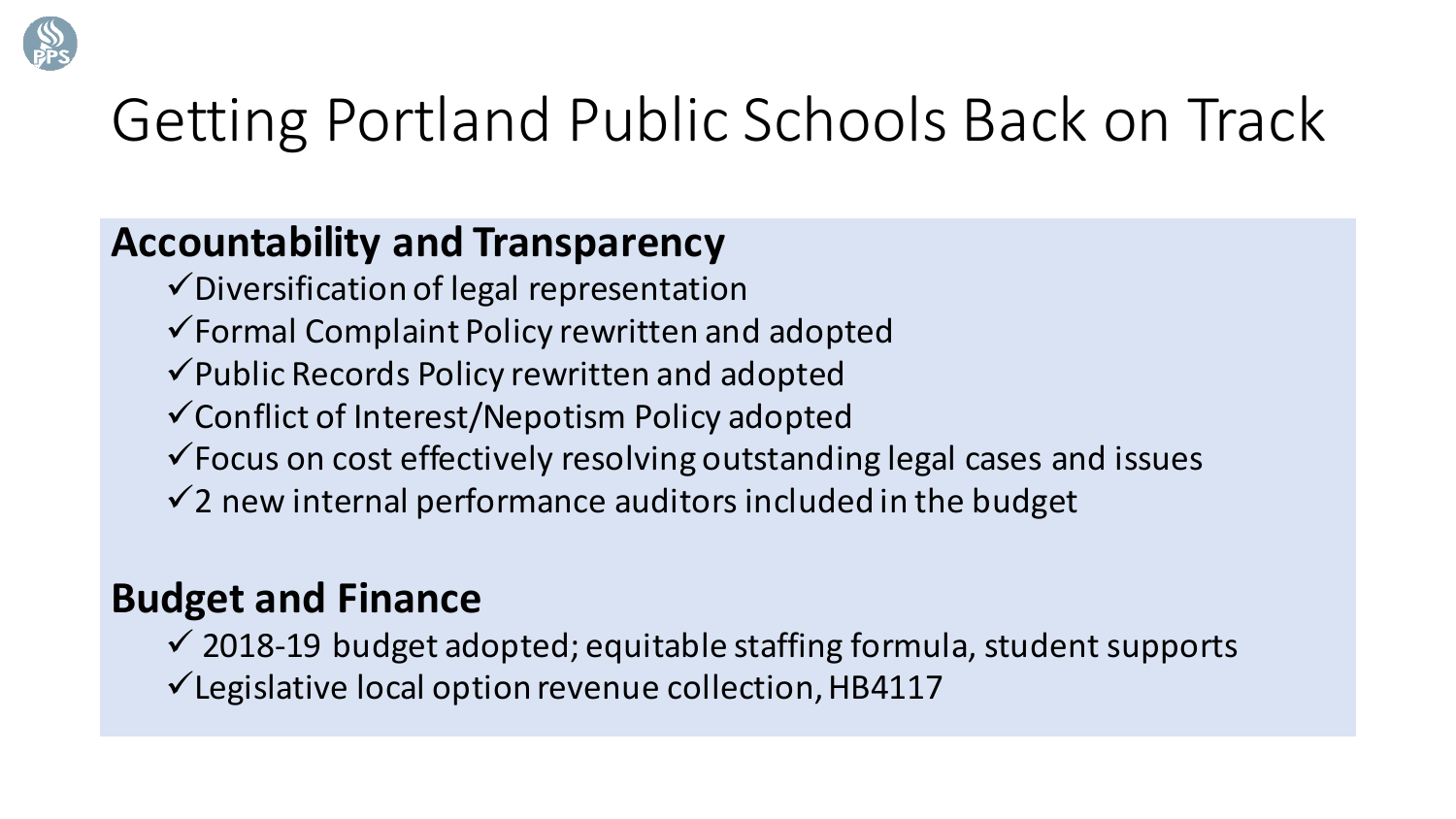# Getting Portland Public Schools Back on Track

## Accountability and Transparency

- ✓Diversification of legal representation
- ✓Formal Complaint Policy rewritten and adopted
- ✓Public Records Policy rewritten and adopted
- ✓Conflict of Interest/Nepotism Policy adopted
- ✓Focus on cost effectively resolving outstanding legal cases and issues
- ✓2 new internal performance auditors included in the budget

## Budget and Finance

- ✓ 2018-19 budget adopted; equitable staffing formula, student supports
- ✓Legislative local option revenue collection, HB4117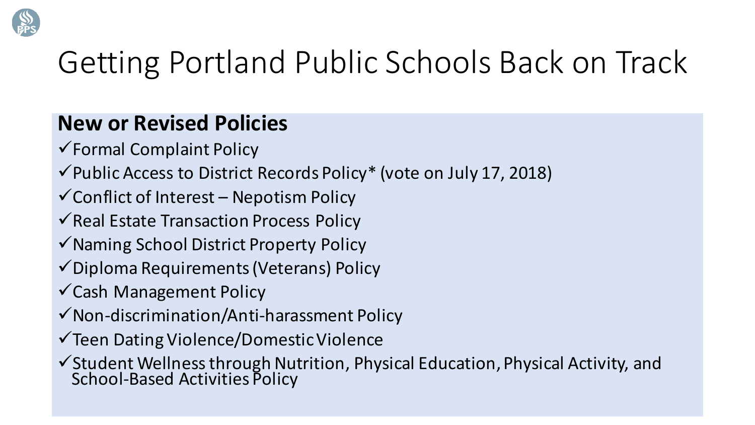# Getting Portland Public Schools Back on Track

## New or Revised Policies

- ✓Formal Complaint Policy
- ✓Public Access to District Records Policy* (vote on July 17, 2018)
- ✓Conflict of Interest – Nepotism Policy
- ✓Real Estate Transaction Process Policy
- ✓Naming School District Property Policy
- ✓Diploma Requirements (Veterans) Policy
- ✓Cash Management Policy
- ✓Non-discrimination/Anti-harassment Policy
- ✓Teen Dating Violence/Domestic Violence
- ✓Student Wellness through Nutrition, Physical Education, Physical Activity, and School-Based Activities Policy